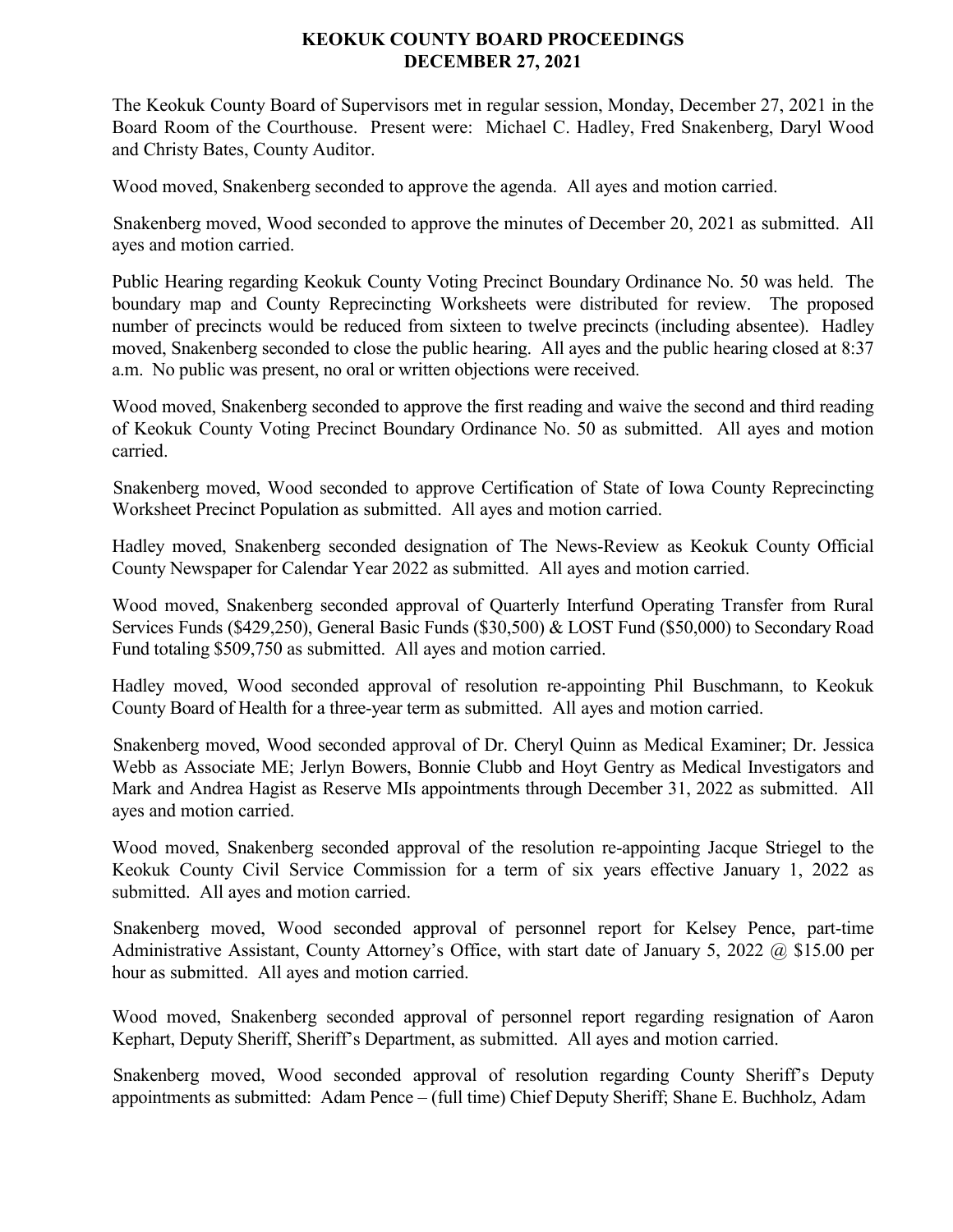**KEOKUK COUNTY BOARD PROCEEDINGS**
**DECEMBER 27, 2021**

The Keokuk County Board of Supervisors met in regular session, Monday, December 27, 2021 in the Board Room of the Courthouse. Present were: Michael C. Hadley, Fred Snakenberg, Daryl Wood and Christy Bates, County Auditor.

Wood moved, Snakenberg seconded to approve the agenda. All ayes and motion carried.

Snakenberg moved, Wood seconded to approve the minutes of December 20, 2021 as submitted. All ayes and motion carried.

Public Hearing regarding Keokuk County Voting Precinct Boundary Ordinance No. 50 was held. The boundary map and County Reprecincting Worksheets were distributed for review. The proposed number of precincts would be reduced from sixteen to twelve precincts (including absentee). Hadley moved, Snakenberg seconded to close the public hearing. All ayes and the public hearing closed at 8:37 a.m. No public was present, no oral or written objections were received.

Wood moved, Snakenberg seconded to approve the first reading and waive the second and third reading of Keokuk County Voting Precinct Boundary Ordinance No. 50 as submitted. All ayes and motion carried.

Snakenberg moved, Wood seconded to approve Certification of State of Iowa County Reprecincting Worksheet Precinct Population as submitted. All ayes and motion carried.

Hadley moved, Snakenberg seconded designation of The News-Review as Keokuk County Official County Newspaper for Calendar Year 2022 as submitted. All ayes and motion carried.

Wood moved, Snakenberg seconded approval of Quarterly Interfund Operating Transfer from Rural Services Funds ($429,250), General Basic Funds ($30,500) & LOST Fund ($50,000) to Secondary Road Fund totaling $509,750 as submitted. All ayes and motion carried.

Hadley moved, Wood seconded approval of resolution re-appointing Phil Buschmann, to Keokuk County Board of Health for a three-year term as submitted. All ayes and motion carried.

Snakenberg moved, Wood seconded approval of Dr. Cheryl Quinn as Medical Examiner; Dr. Jessica Webb as Associate ME; Jerlyn Bowers, Bonnie Clubb and Hoyt Gentry as Medical Investigators and Mark and Andrea Hagist as Reserve MIs appointments through December 31, 2022 as submitted. All ayes and motion carried.

Wood moved, Snakenberg seconded approval of the resolution re-appointing Jacque Striegel to the Keokuk County Civil Service Commission for a term of six years effective January 1, 2022 as submitted. All ayes and motion carried.

Snakenberg moved, Wood seconded approval of personnel report for Kelsey Pence, part-time Administrative Assistant, County Attorney's Office, with start date of January 5, 2022 @ $15.00 per hour as submitted. All ayes and motion carried.

Wood moved, Snakenberg seconded approval of personnel report regarding resignation of Aaron Kephart, Deputy Sheriff, Sheriff's Department, as submitted. All ayes and motion carried.

Snakenberg moved, Wood seconded approval of resolution regarding County Sheriff's Deputy appointments as submitted: Adam Pence – (full time) Chief Deputy Sheriff; Shane E. Buchholz, Adam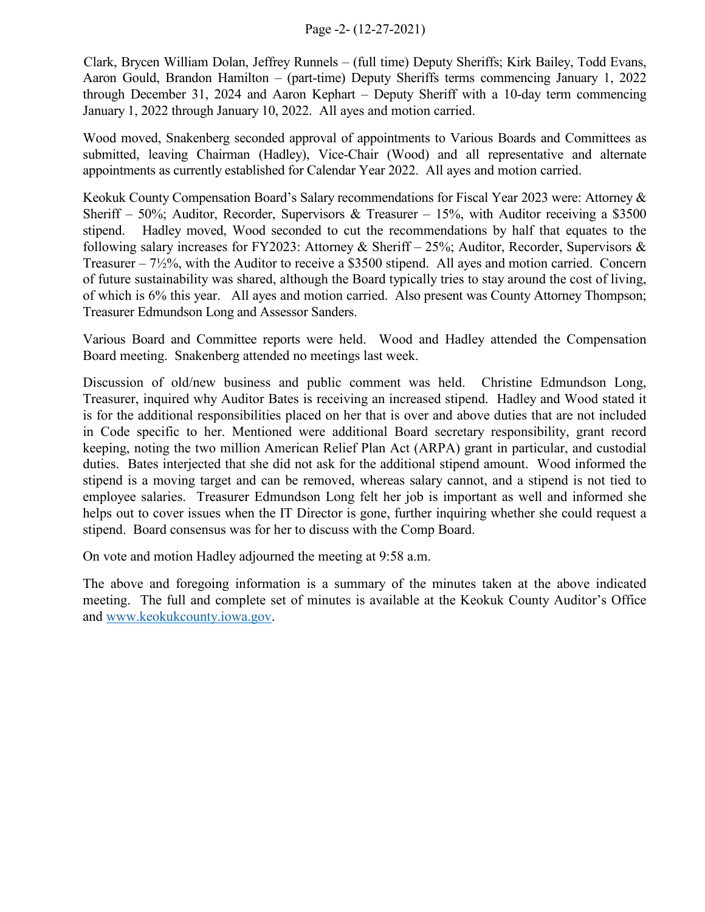Clark, Brycen William Dolan, Jeffrey Runnels – (full time) Deputy Sheriffs; Kirk Bailey, Todd Evans, Aaron Gould, Brandon Hamilton – (part-time) Deputy Sheriffs terms commencing January 1, 2022 through December 31, 2024 and Aaron Kephart – Deputy Sheriff with a 10-day term commencing January 1, 2022 through January 10, 2022. All ayes and motion carried.

Wood moved, Snakenberg seconded approval of appointments to Various Boards and Committees as submitted, leaving Chairman (Hadley), Vice-Chair (Wood) and all representative and alternate appointments as currently established for Calendar Year 2022. All ayes and motion carried.

Keokuk County Compensation Board's Salary recommendations for Fiscal Year 2023 were: Attorney & Sheriff – 50%; Auditor, Recorder, Supervisors & Treasurer – 15%, with Auditor receiving a $3500 stipend. Hadley moved, Wood seconded to cut the recommendations by half that equates to the following salary increases for FY2023: Attorney & Sheriff – 25%; Auditor, Recorder, Supervisors & Treasurer – 7½%, with the Auditor to receive a $3500 stipend. All ayes and motion carried. Concern of future sustainability was shared, although the Board typically tries to stay around the cost of living, of which is 6% this year. All ayes and motion carried. Also present was County Attorney Thompson; Treasurer Edmundson Long and Assessor Sanders.

Various Board and Committee reports were held. Wood and Hadley attended the Compensation Board meeting. Snakenberg attended no meetings last week.

Discussion of old/new business and public comment was held. Christine Edmundson Long, Treasurer, inquired why Auditor Bates is receiving an increased stipend. Hadley and Wood stated it is for the additional responsibilities placed on her that is over and above duties that are not included in Code specific to her. Mentioned were additional Board secretary responsibility, grant record keeping, noting the two million American Relief Plan Act (ARPA) grant in particular, and custodial duties. Bates interjected that she did not ask for the additional stipend amount. Wood informed the stipend is a moving target and can be removed, whereas salary cannot, and a stipend is not tied to employee salaries. Treasurer Edmundson Long felt her job is important as well and informed she helps out to cover issues when the IT Director is gone, further inquiring whether she could request a stipend. Board consensus was for her to discuss with the Comp Board.

On vote and motion Hadley adjourned the meeting at 9:58 a.m.

The above and foregoing information is a summary of the minutes taken at the above indicated meeting. The full and complete set of minutes is available at the Keokuk County Auditor's Office and [www.keokukcounty.iowa.gov](http://www.keokukcounty.iowa.gov).